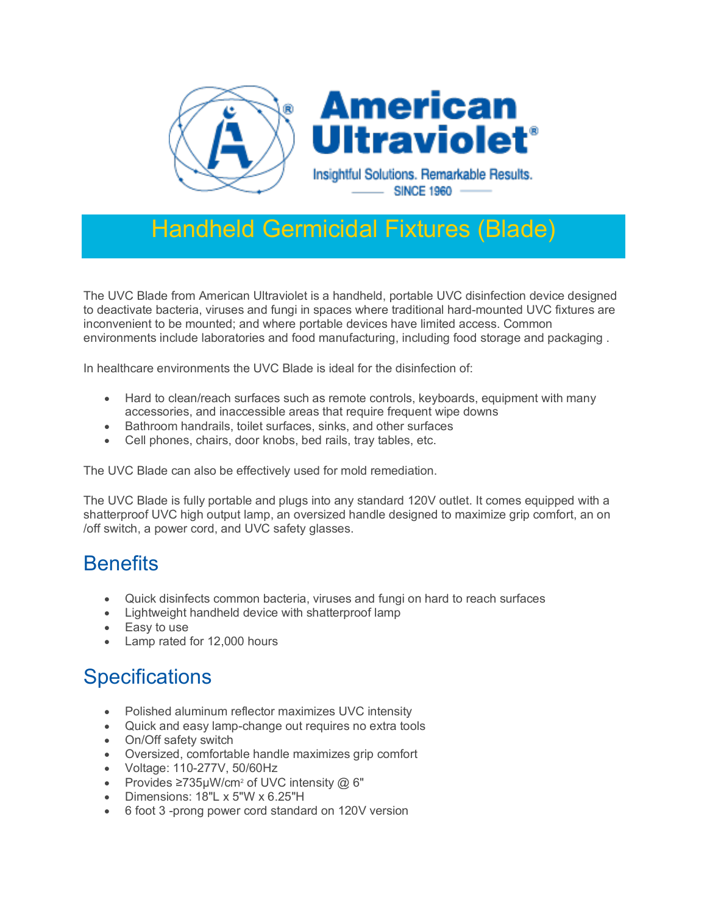American Ultraviolet®

Insightful Solutions. Remarkable Results.

SINCE 1960

# Handheld Germicidal Fixtures (Blade)

The UVC Blade from American Ultraviolet is a handheld, portable UVC disinfection device designed to deactivate bacteria, viruses and fungi in spaces where traditional hard-mounted UVC fixtures are inconvenient to be mounted; and where portable devices have limited access. Common environments include laboratories and food manufacturing, including food storage and packaging .

In healthcare environments the UVC Blade is ideal for the disinfection of:

- Hard to clean/reach surfaces such as remote controls, keyboards, equipment with many accessories, and inaccessible areas that require frequent wipe downs
- Bathroom handrails, toilet surfaces, sinks, and other surfaces
- Cell phones, chairs, door knobs, bed rails, tray tables, etc.

The UVC Blade can also be effectively used for mold remediation.

The UVC Blade is fully portable and plugs into any standard 120V outlet. It comes equipped with a shatterproof UVC high output lamp, an oversized handle designed to maximize grip comfort, an on /off switch, a power cord, and UVC safety glasses.

## Benefits

- Quick disinfects common bacteria, viruses and fungi on hard to reach surfaces
- Lightweight handheld device with shatterproof lamp
- Easy to use
- Lamp rated for 12,000 hours

## Specifications

- Polished aluminum reflector maximizes UVC intensity
- Quick and easy lamp-change out requires no extra tools
- On/Off safety switch
- Oversized, comfortable handle maximizes grip comfort
- Voltage: 110-277V, 50/60Hz
- Provides ≥735µW/cm$^2$ of UVC intensity @ 6"
- Dimensions: 18"L x 5"W x 6.25"H
- 6 foot 3 -prong power cord standard on 120V version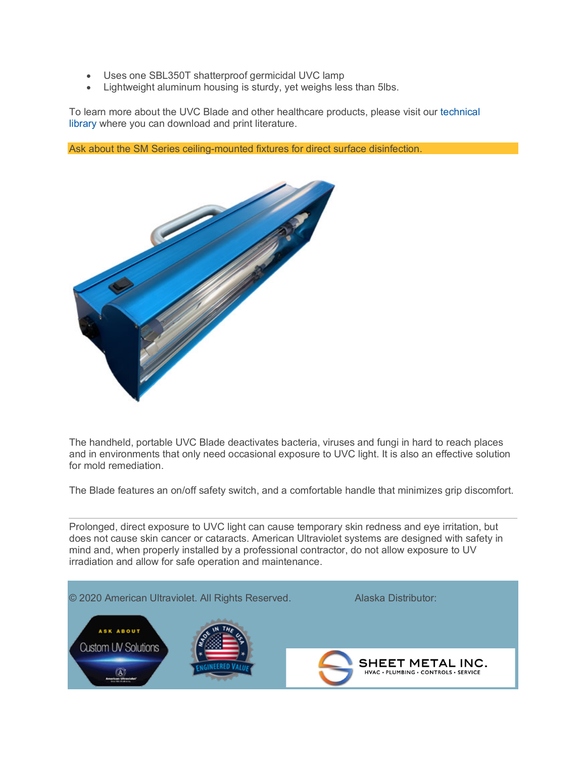- Uses one SBL350T shatterproof germicidal UVC lamp
- Lightweight aluminum housing is sturdy, yet weighs less than 5lbs.

To learn more about the UVC Blade and other healthcare products, please visit our technical library where you can download and print literature.

Ask about the SM Series ceiling-mounted fixtures for direct surface disinfection.

The handheld, portable UVC Blade deactivates bacteria, viruses and fungi in hard to reach places and in environments that only need occasional exposure to UVC light. It is also an effective solution for mold remediation.

The Blade features an on/off safety switch, and a comfortable handle that minimizes grip discomfort.

---

Prolonged, direct exposure to UVC light can cause temporary skin redness and eye irritation, but does not cause skin cancer or cataracts. American Ultraviolet systems are designed with safety in mind and, when properly installed by a professional contractor, do not allow exposure to UV irradiation and allow for safe operation and maintenance.

© 2020 American Ultraviolet. All Rights Reserved.

Alaska Distributor:

ASK ABOUT Custom UV Solutions

MADE IN THE USA ENGINEERED VALUE

SHEET METAL INC.
HVAC • PLUMBING • CONTROLS • SERVICE